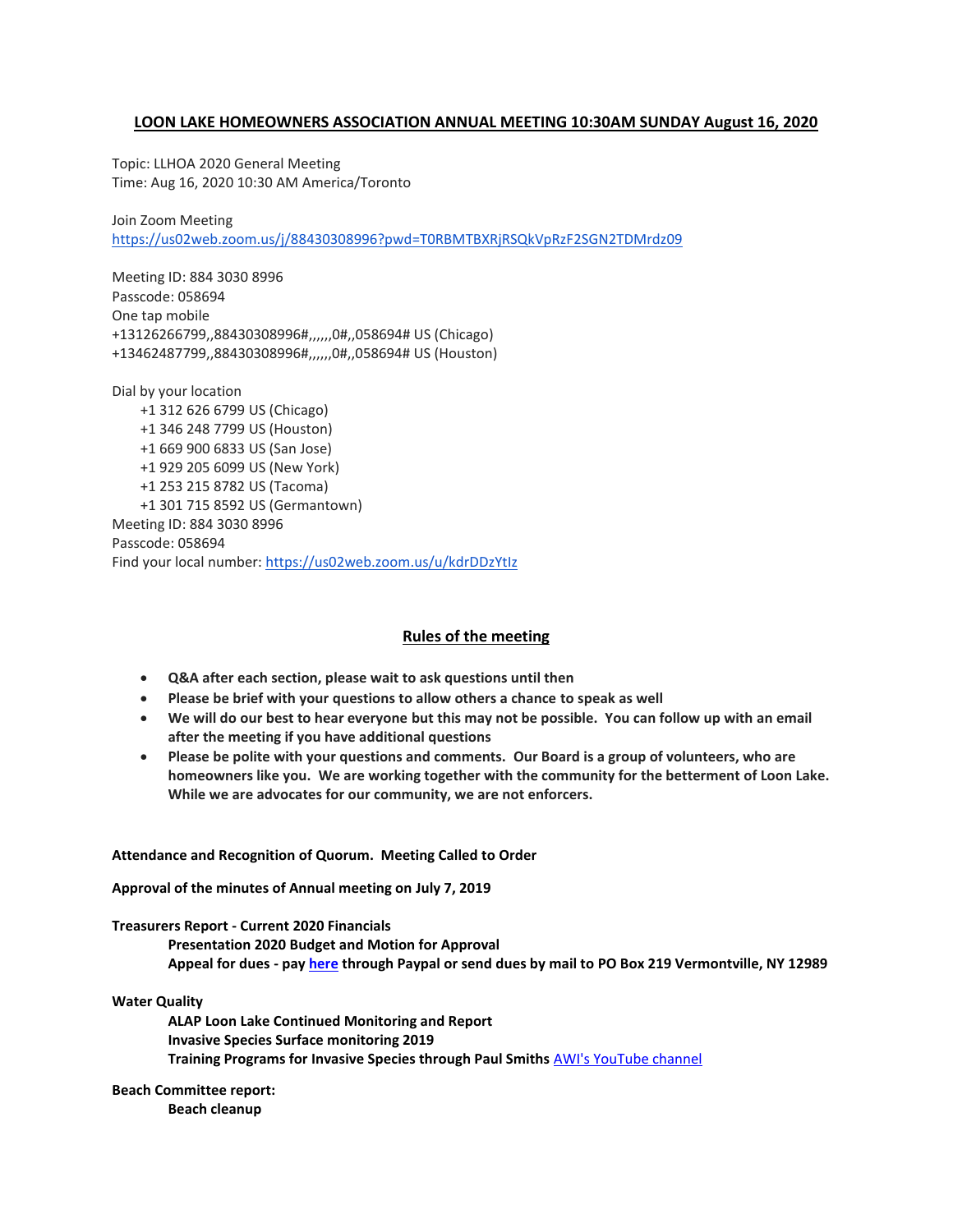# LOON LAKE HOMEOWNERS ASSOCIATION ANNUAL MEETING 10:30AM SUNDAY August 16, 2020

Topic: LLHOA 2020 General Meeting
Time: Aug 16, 2020 10:30 AM America/Toronto

Join Zoom Meeting
https://us02web.zoom.us/j/88430308996?pwd=T0RBMTBXRjRSQkVpRzF2SGN2TDMrdz09

Meeting ID: 884 3030 8996
Passcode: 058694
One tap mobile
+13126266799,,88430308996#,,,,,,0#,,058694# US (Chicago)
+13462487799,,88430308996#,,,,,,0#,,058694# US (Houston)

Dial by your location
- +1 312 626 6799 US (Chicago)
- +1 346 248 7799 US (Houston)
- +1 669 900 6833 US (San Jose)
- +1 929 205 6099 US (New York)
- +1 253 215 8782 US (Tacoma)
- +1 301 715 8592 US (Germantown)

Meeting ID: 884 3030 8996
Passcode: 058694
Find your local number: https://us02web.zoom.us/u/kdrDDzYtIz

## Rules of the meeting

- **Q&A after each section, please wait to ask questions until then**
- **Please be brief with your questions to allow others a chance to speak as well**
- **We will do our best to hear everyone but this may not be possible. You can follow up with an email after the meeting if you have additional questions**
- **Please be polite with your questions and comments. Our Board is a group of volunteers, who are homeowners like you. We are working together with the community for the betterment of Loon Lake. While we are advocates for our community, we are not enforcers.**

**Attendance and Recognition of Quorum. Meeting Called to Order**

**Approval of the minutes of Annual meeting on July 7, 2019**

**Treasurers Report - Current 2020 Financials**
- **Presentation 2020 Budget and Motion for Approval**
- **Appeal for dues - pay here through Paypal or send dues by mail to PO Box 219 Vermontville, NY 12989**

**Water Quality**
- **ALAP Loon Lake Continued Monitoring and Report**
- **Invasive Species Surface monitoring 2019**
- **Training Programs for Invasive Species through Paul Smiths** AWI's YouTube channel

**Beach Committee report:**
- **Beach cleanup**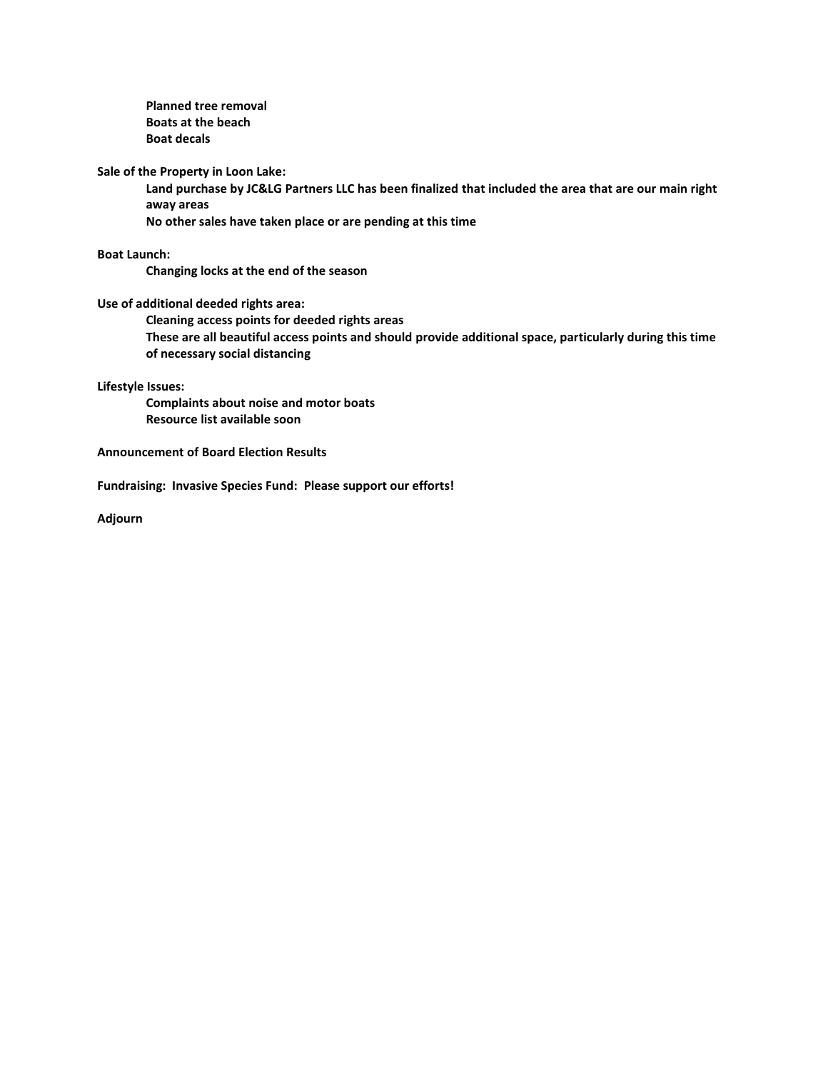- **Planned tree removal**
- **Boats at the beach**
- **Boat decals**

**Sale of the Property in Loon Lake:**

- **Land purchase by JC&LG Partners LLC has been finalized that included the area that are our main right away areas**
- **No other sales have taken place or are pending at this time**

**Boat Launch:**

- **Changing locks at the end of the season**

**Use of additional deeded rights area:**

- **Cleaning access points for deeded rights areas**
- **These are all beautiful access points and should provide additional space, particularly during this time of necessary social distancing**

**Lifestyle Issues:**

- **Complaints about noise and motor boats**
- **Resource list available soon**

**Announcement of Board Election Results**

**Fundraising: Invasive Species Fund: Please support our efforts!**

**Adjourn**